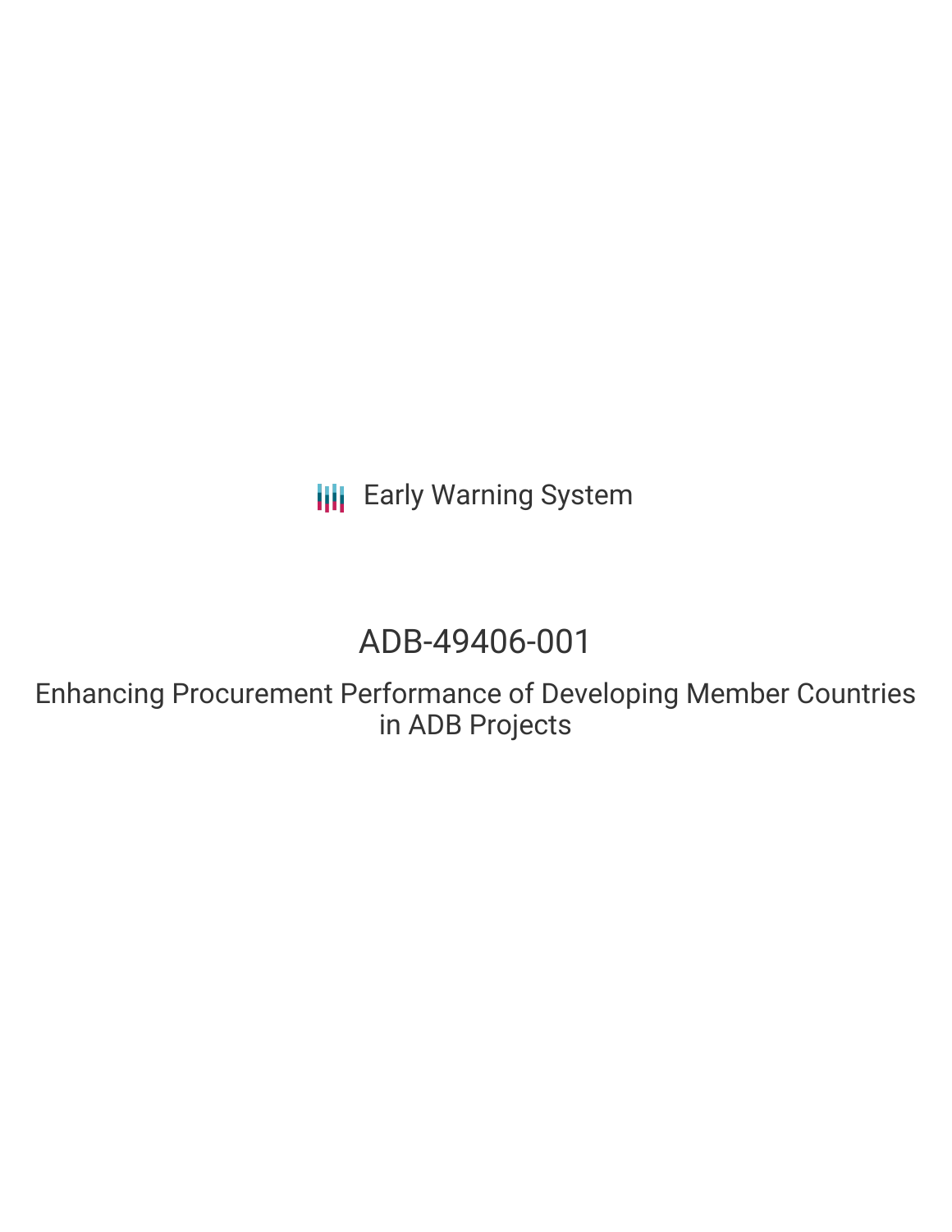Early Warning System

# ADB-49406-001

## Enhancing Procurement Performance of Developing Member Countries in ADB Projects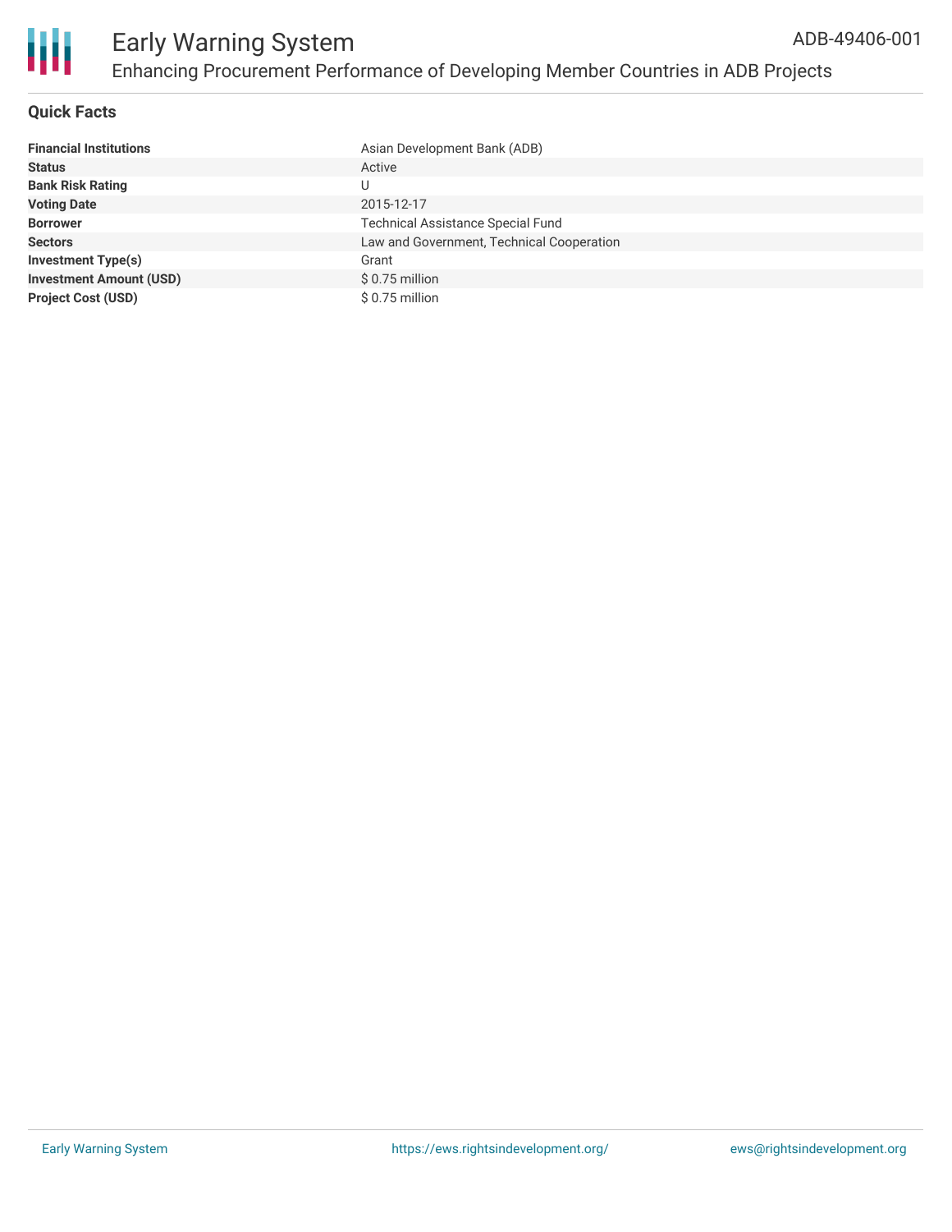# Early Warning System

## Enhancing Procurement Performance of Developing Member Countries in ADB Projects

ADB-49406-001

### Quick Facts

| | |
|---|---|
| **Financial Institutions** | Asian Development Bank (ADB) |
| **Status** | Active |
| **Bank Risk Rating** | U |
| **Voting Date** | 2015-12-17 |
| **Borrower** | Technical Assistance Special Fund |
| **Sectors** | Law and Government, Technical Cooperation |
| **Investment Type(s)** | Grant |
| **Investment Amount (USD)** | $ 0.75 million |
| **Project Cost (USD)** | $ 0.75 million |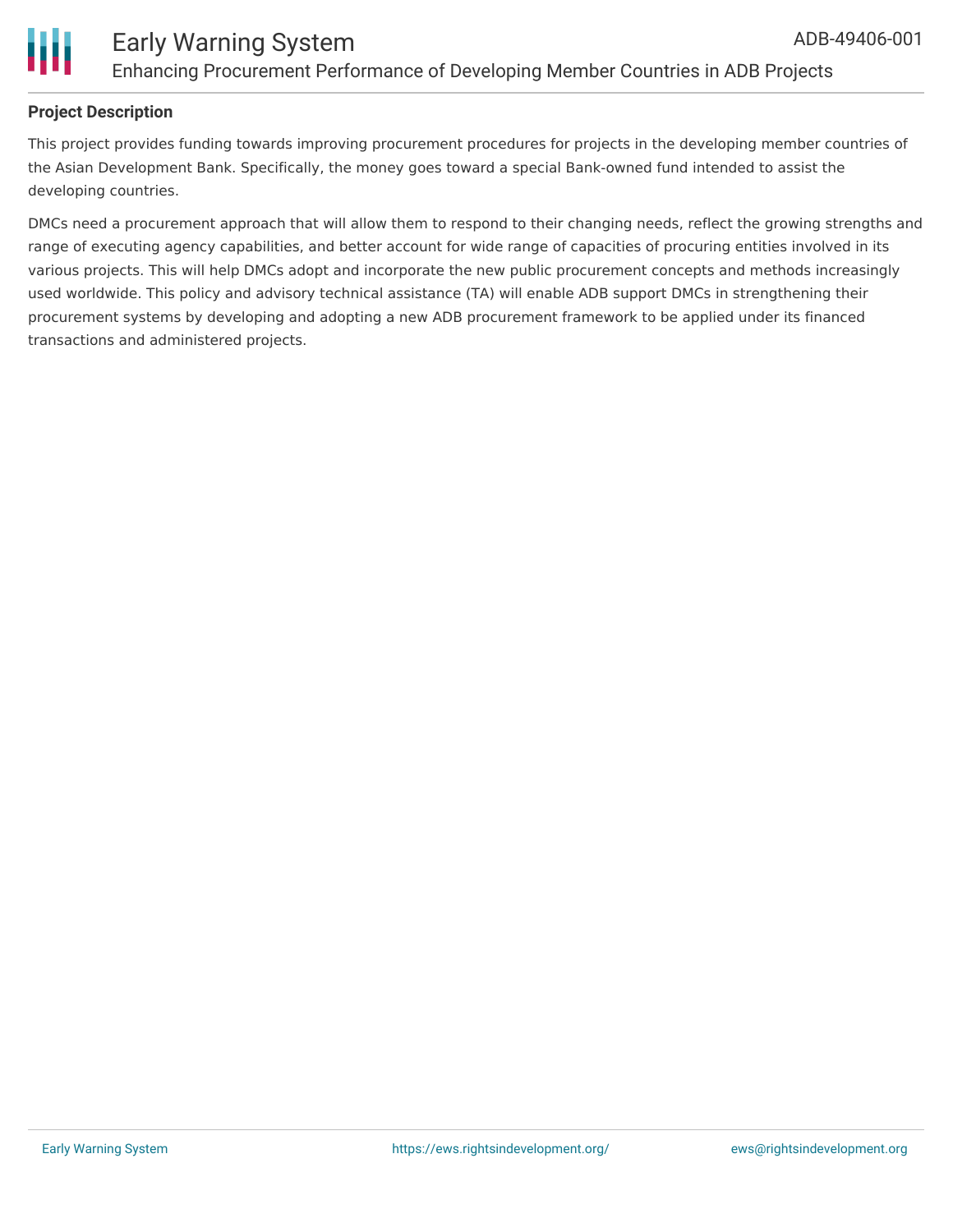### Project Description

This project provides funding towards improving procurement procedures for projects in the developing member countries of the Asian Development Bank. Specifically, the money goes toward a special Bank-owned fund intended to assist the developing countries.

DMCs need a procurement approach that will allow them to respond to their changing needs, reflect the growing strengths and range of executing agency capabilities, and better account for wide range of capacities of procuring entities involved in its various projects. This will help DMCs adopt and incorporate the new public procurement concepts and methods increasingly used worldwide. This policy and advisory technical assistance (TA) will enable ADB support DMCs in strengthening their procurement systems by developing and adopting a new ADB procurement framework to be applied under its financed transactions and administered projects.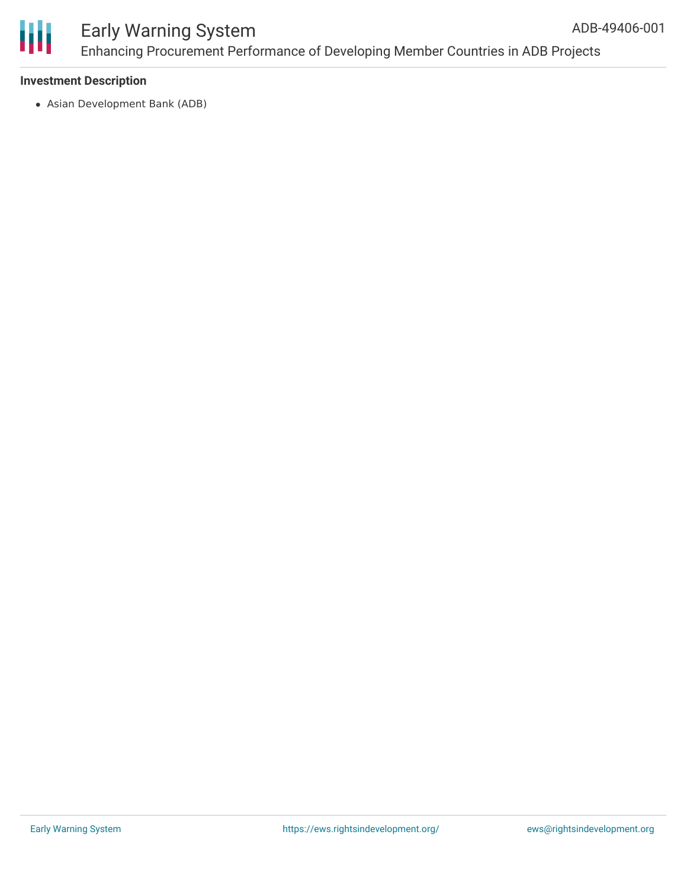### Investment Description

- Asian Development Bank (ADB)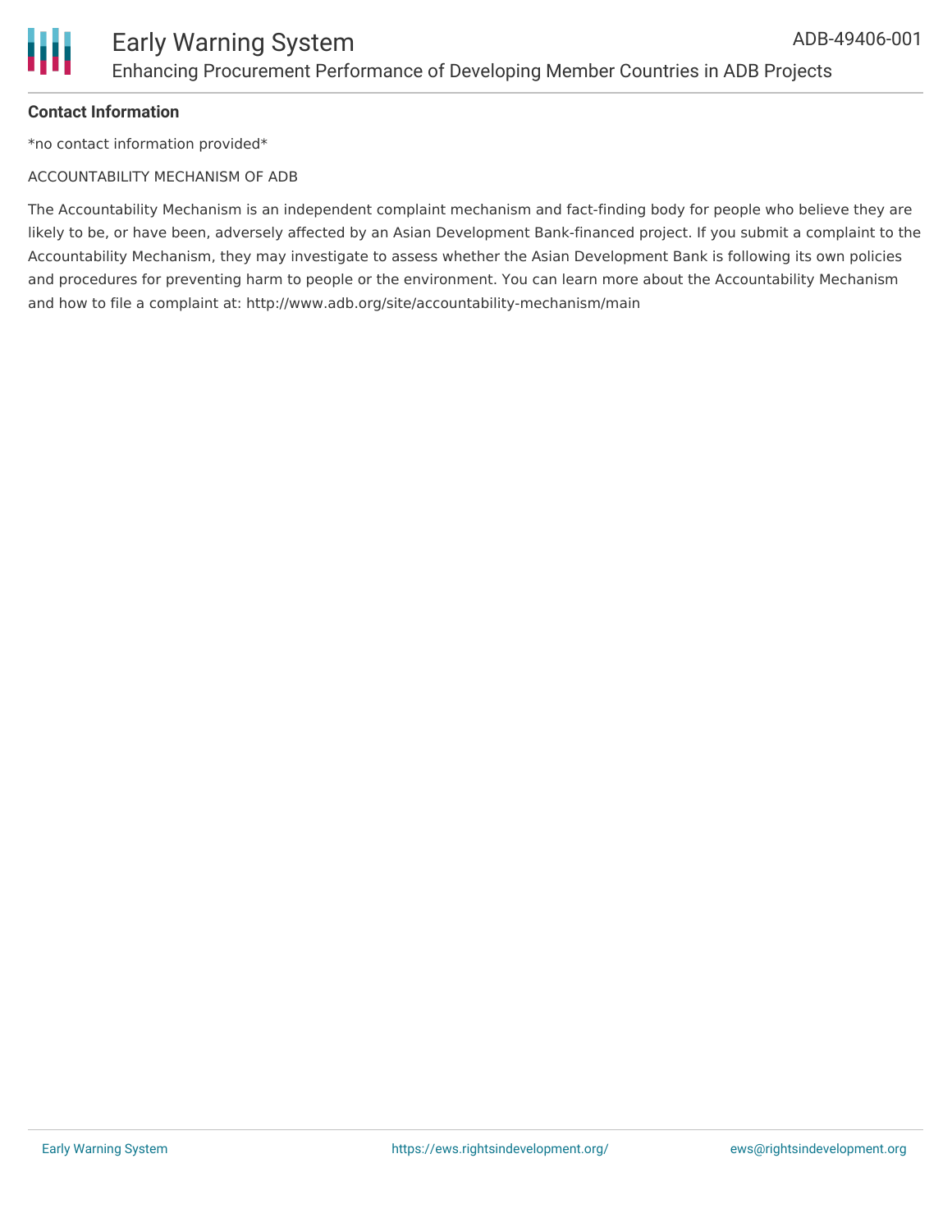### Contact Information

*no contact information provided*

ACCOUNTABILITY MECHANISM OF ADB

The Accountability Mechanism is an independent complaint mechanism and fact-finding body for people who believe they are likely to be, or have been, adversely affected by an Asian Development Bank-financed project. If you submit a complaint to the Accountability Mechanism, they may investigate to assess whether the Asian Development Bank is following its own policies and procedures for preventing harm to people or the environment. You can learn more about the Accountability Mechanism and how to file a complaint at: http://www.adb.org/site/accountability-mechanism/main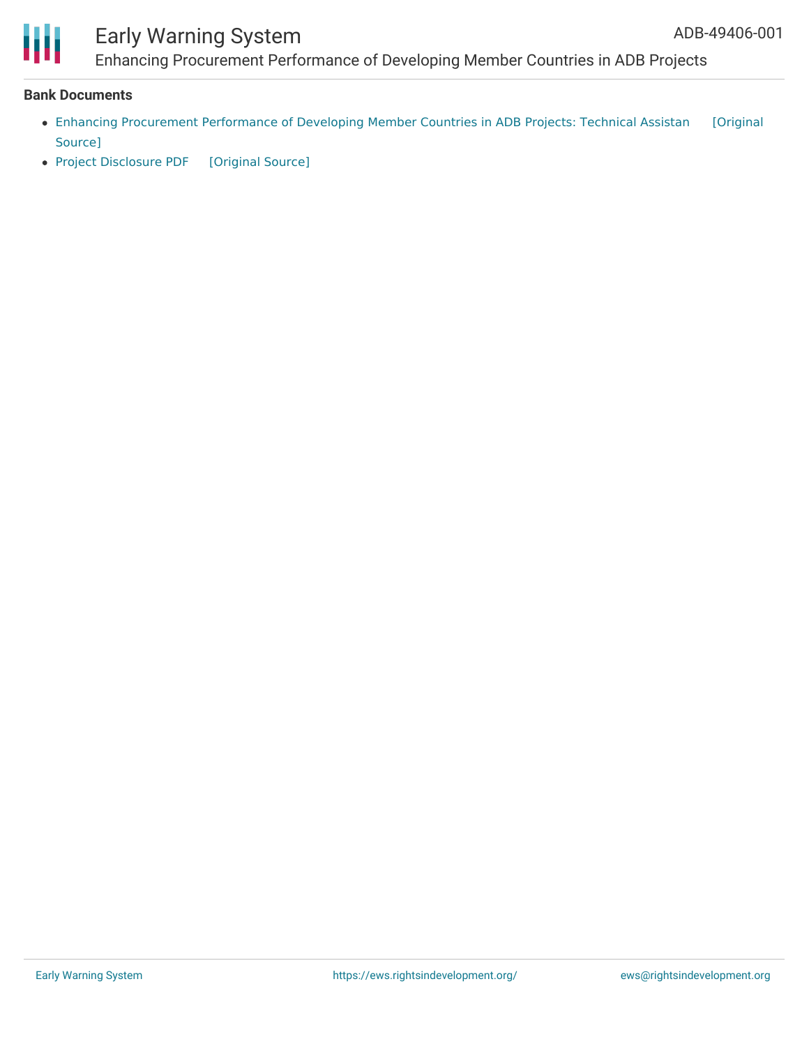## Bank Documents

- Enhancing Procurement Performance of Developing Member Countries in ADB Projects: Technical Assistan [Original Source]
- Project Disclosure PDF [Original Source]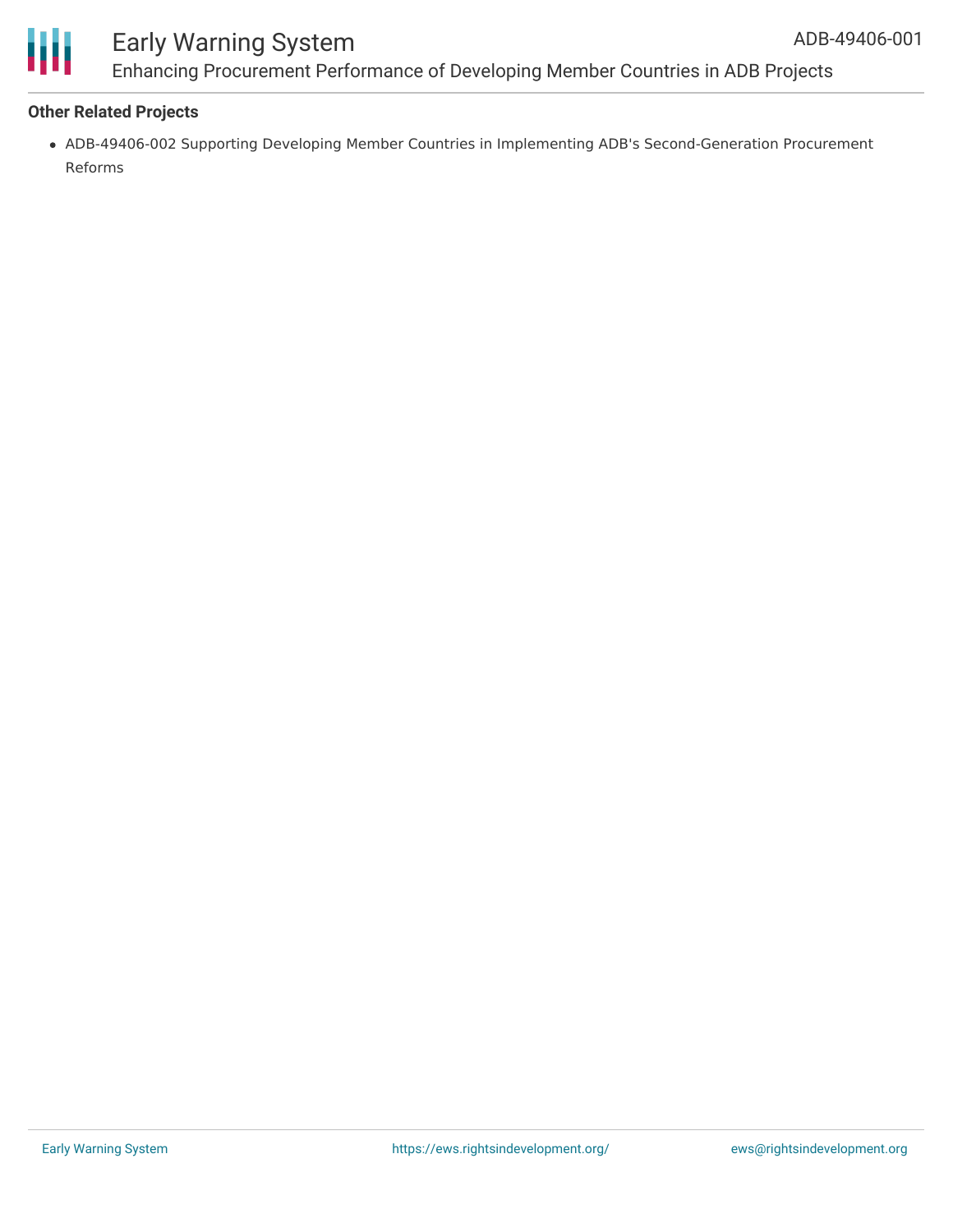**Other Related Projects**

- ADB-49406-002 Supporting Developing Member Countries in Implementing ADB's Second-Generation Procurement Reforms